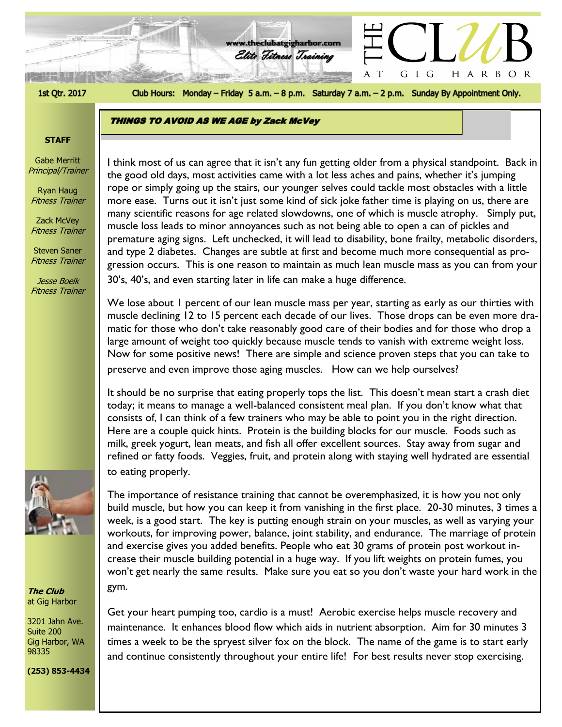# THE CLUB AT GIG HARBOR

www.theclubatgigharbor.com

*Elite Fitness Training*

1st Qtr. 2017

Club Hours: Monday – Friday 5 a.m. – 8 p.m. Saturday 7 a.m. – 2 p.m. Sunday By Appointment Only.

**STAFF**

Gabe Merritt
*Principal/Trainer*

Ryan Haug
*Fitness Trainer*

Zack McVey
*Fitness Trainer*

Steven Saner
*Fitness Trainer*

*Jesse Boelk*
*Fitness Trainer*

***The Club***
at Gig Harbor

3201 Jahn Ave.
Suite 200
Gig Harbor, WA
98335

**(253) 853-4434**

## *THINGS TO AVOID AS WE AGE by Zack McVey*

I think most of us can agree that it isn't any fun getting older from a physical standpoint. Back in the good old days, most activities came with a lot less aches and pains, whether it's jumping rope or simply going up the stairs, our younger selves could tackle most obstacles with a little more ease. Turns out it isn't just some kind of sick joke father time is playing on us, there are many scientific reasons for age related slowdowns, one of which is muscle atrophy. Simply put, muscle loss leads to minor annoyances such as not being able to open a can of pickles and premature aging signs. Left unchecked, it will lead to disability, bone frailty, metabolic disorders, and type 2 diabetes. Changes are subtle at first and become much more consequential as progression occurs. This is one reason to maintain as much lean muscle mass as you can from your 30's, 40's, and even starting later in life can make a huge difference.

We lose about 1 percent of our lean muscle mass per year, starting as early as our thirties with muscle declining 12 to 15 percent each decade of our lives. Those drops can be even more dramatic for those who don't take reasonably good care of their bodies and for those who drop a large amount of weight too quickly because muscle tends to vanish with extreme weight loss. Now for some positive news! There are simple and science proven steps that you can take to preserve and even improve those aging muscles. How can we help ourselves?

It should be no surprise that eating properly tops the list. This doesn't mean start a crash diet today; it means to manage a well-balanced consistent meal plan. If you don't know what that consists of, I can think of a few trainers who may be able to point you in the right direction. Here are a couple quick hints. Protein is the building blocks for our muscle. Foods such as milk, greek yogurt, lean meats, and fish all offer excellent sources. Stay away from sugar and refined or fatty foods. Veggies, fruit, and protein along with staying well hydrated are essential to eating properly.

The importance of resistance training that cannot be overemphasized, it is how you not only build muscle, but how you can keep it from vanishing in the first place. 20-30 minutes, 3 times a week, is a good start. The key is putting enough strain on your muscles, as well as varying your workouts, for improving power, balance, joint stability, and endurance. The marriage of protein and exercise gives you added benefits. People who eat 30 grams of protein post workout increase their muscle building potential in a huge way. If you lift weights on protein fumes, you won't get nearly the same results. Make sure you eat so you don't waste your hard work in the gym.

Get your heart pumping too, cardio is a must! Aerobic exercise helps muscle recovery and maintenance. It enhances blood flow which aids in nutrient absorption. Aim for 30 minutes 3 times a week to be the spryest silver fox on the block. The name of the game is to start early and continue consistently throughout your entire life! For best results never stop exercising.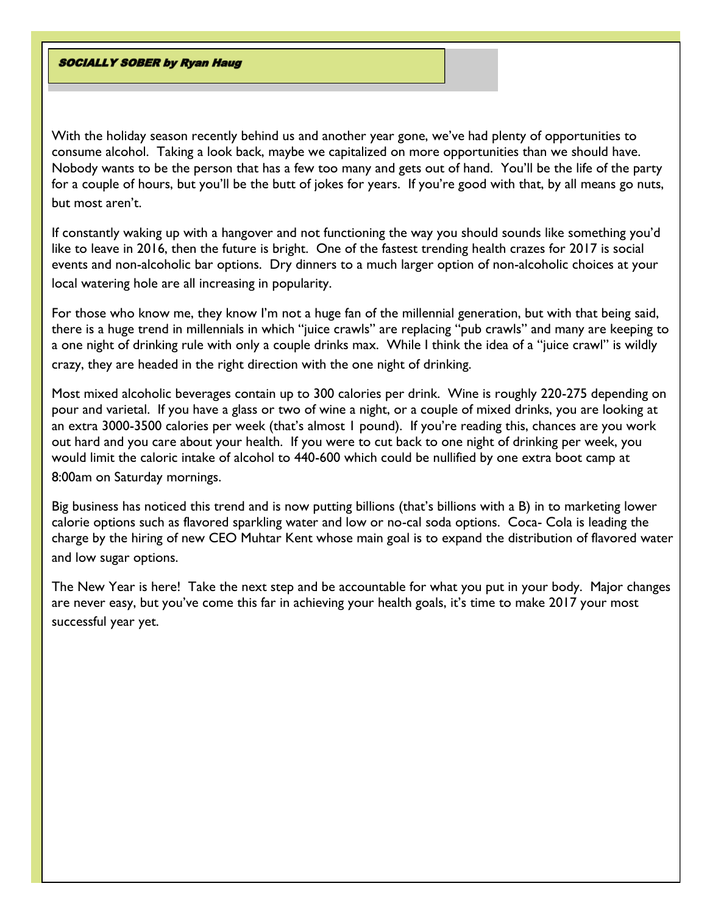## ***SOCIALLY SOBER by Ryan Haug***

With the holiday season recently behind us and another year gone, we've had plenty of opportunities to consume alcohol. Taking a look back, maybe we capitalized on more opportunities than we should have. Nobody wants to be the person that has a few too many and gets out of hand. You'll be the life of the party for a couple of hours, but you'll be the butt of jokes for years. If you're good with that, by all means go nuts, but most aren't.

If constantly waking up with a hangover and not functioning the way you should sounds like something you'd like to leave in 2016, then the future is bright. One of the fastest trending health crazes for 2017 is social events and non-alcoholic bar options. Dry dinners to a much larger option of non-alcoholic choices at your local watering hole are all increasing in popularity.

For those who know me, they know I'm not a huge fan of the millennial generation, but with that being said, there is a huge trend in millennials in which "juice crawls" are replacing "pub crawls" and many are keeping to a one night of drinking rule with only a couple drinks max. While I think the idea of a "juice crawl" is wildly crazy, they are headed in the right direction with the one night of drinking.

Most mixed alcoholic beverages contain up to 300 calories per drink. Wine is roughly 220-275 depending on pour and varietal. If you have a glass or two of wine a night, or a couple of mixed drinks, you are looking at an extra 3000-3500 calories per week (that's almost 1 pound). If you're reading this, chances are you work out hard and you care about your health. If you were to cut back to one night of drinking per week, you would limit the caloric intake of alcohol to 440-600 which could be nullified by one extra boot camp at 8:00am on Saturday mornings.

Big business has noticed this trend and is now putting billions (that's billions with a B) in to marketing lower calorie options such as flavored sparkling water and low or no-cal soda options. Coca- Cola is leading the charge by the hiring of new CEO Muhtar Kent whose main goal is to expand the distribution of flavored water and low sugar options.

The New Year is here! Take the next step and be accountable for what you put in your body. Major changes are never easy, but you've come this far in achieving your health goals, it's time to make 2017 your most successful year yet.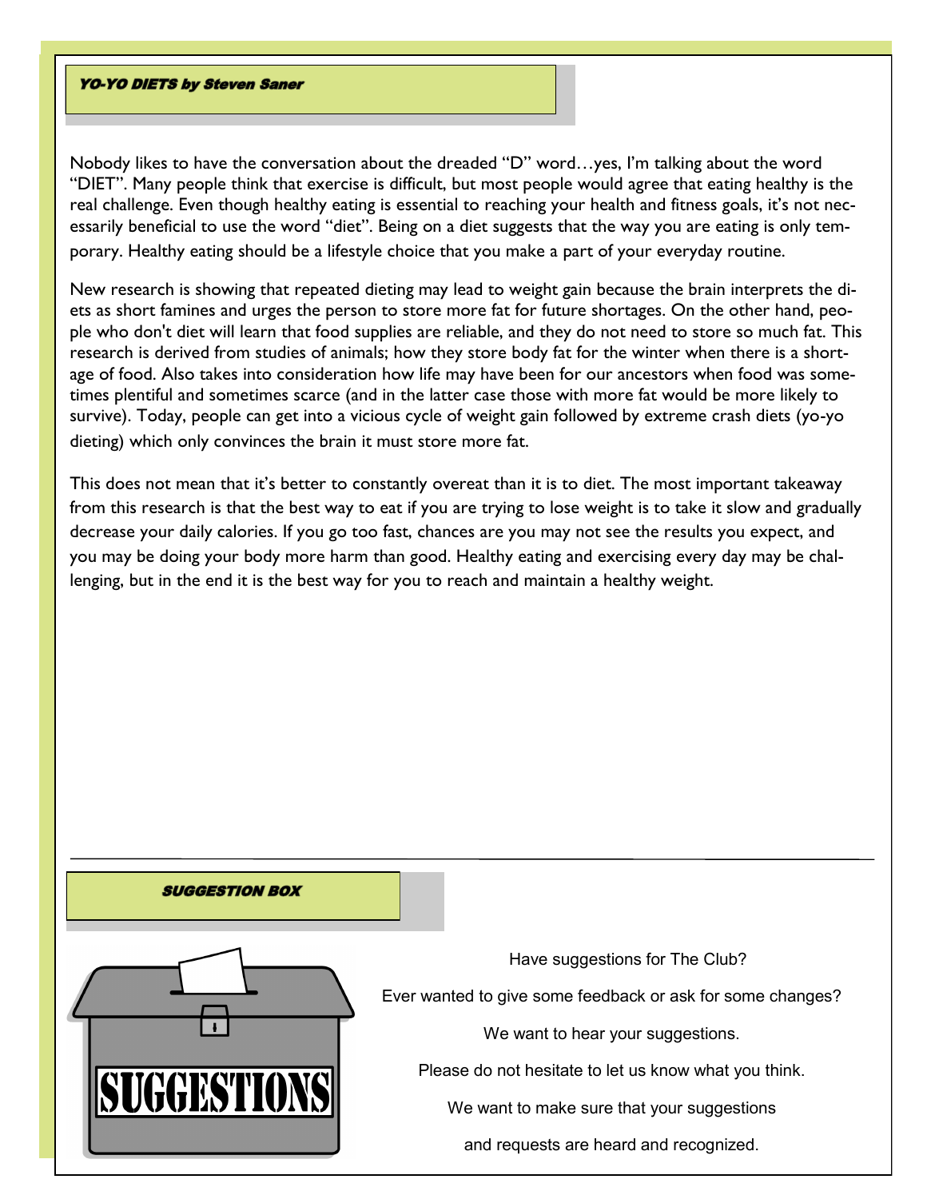## YO-YO DIETS by Steven Saner

Nobody likes to have the conversation about the dreaded "D" word…yes, I'm talking about the word "DIET". Many people think that exercise is difficult, but most people would agree that eating healthy is the real challenge. Even though healthy eating is essential to reaching your health and fitness goals, it's not necessarily beneficial to use the word "diet". Being on a diet suggests that the way you are eating is only temporary. Healthy eating should be a lifestyle choice that you make a part of your everyday routine.

New research is showing that repeated dieting may lead to weight gain because the brain interprets the diets as short famines and urges the person to store more fat for future shortages. On the other hand, people who don't diet will learn that food supplies are reliable, and they do not need to store so much fat. This research is derived from studies of animals; how they store body fat for the winter when there is a shortage of food. Also takes into consideration how life may have been for our ancestors when food was sometimes plentiful and sometimes scarce (and in the latter case those with more fat would be more likely to survive). Today, people can get into a vicious cycle of weight gain followed by extreme crash diets (yo-yo dieting) which only convinces the brain it must store more fat.

This does not mean that it's better to constantly overeat than it is to diet. The most important takeaway from this research is that the best way to eat if you are trying to lose weight is to take it slow and gradually decrease your daily calories. If you go too fast, chances are you may not see the results you expect, and you may be doing your body more harm than good. Healthy eating and exercising every day may be challenging, but in the end it is the best way for you to reach and maintain a healthy weight.

---

## SUGGESTION BOX

Have suggestions for The Club?

Ever wanted to give some feedback or ask for some changes?

We want to hear your suggestions.

Please do not hesitate to let us know what you think.

We want to make sure that your suggestions

and requests are heard and recognized.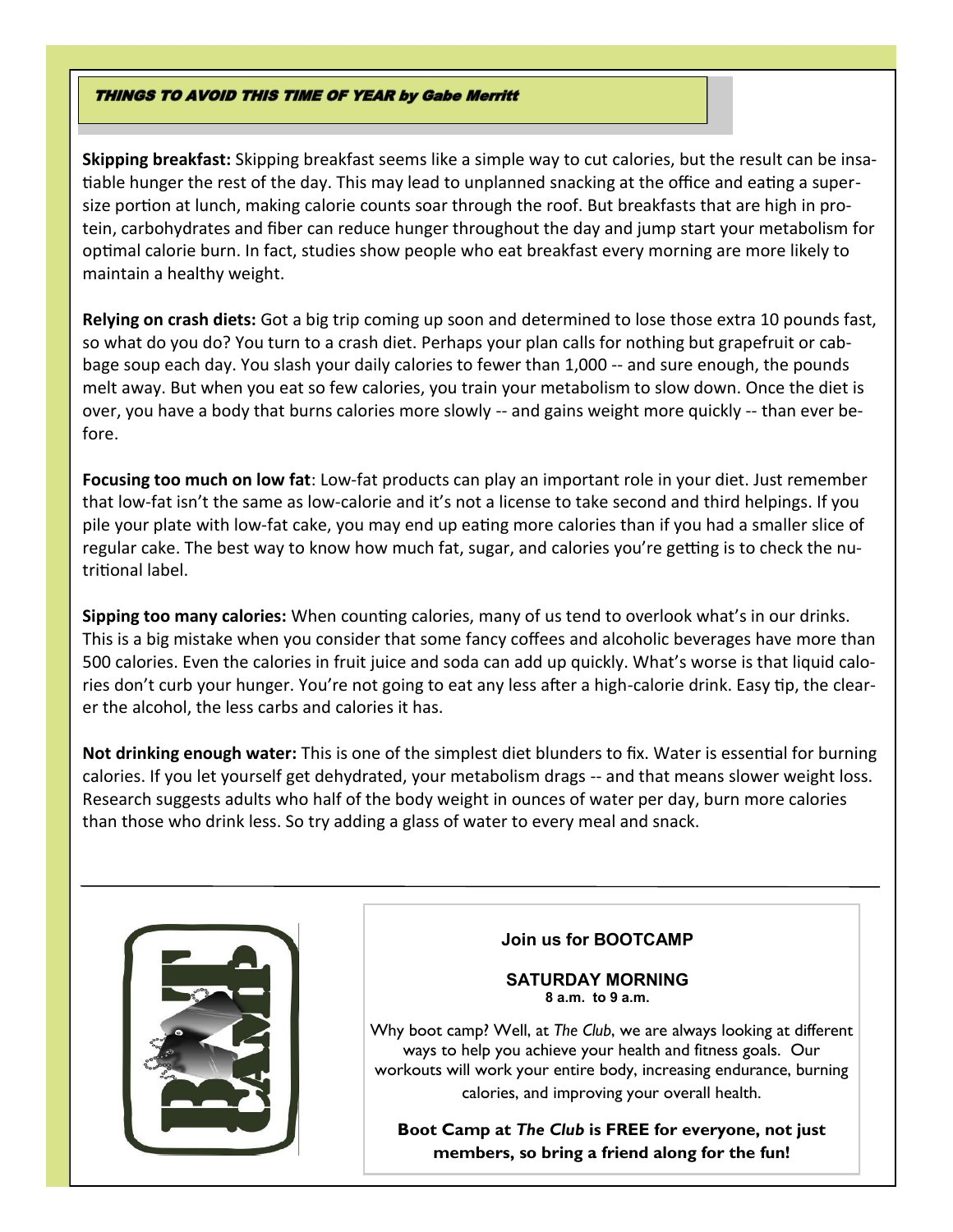## *THINGS TO AVOID THIS TIME OF YEAR by Gabe Merritt*

**Skipping breakfast:** Skipping breakfast seems like a simple way to cut calories, but the result can be insatiable hunger the rest of the day. This may lead to unplanned snacking at the office and eating a super-size portion at lunch, making calorie counts soar through the roof. But breakfasts that are high in protein, carbohydrates and fiber can reduce hunger throughout the day and jump start your metabolism for optimal calorie burn. In fact, studies show people who eat breakfast every morning are more likely to maintain a healthy weight.

**Relying on crash diets:** Got a big trip coming up soon and determined to lose those extra 10 pounds fast, so what do you do? You turn to a crash diet. Perhaps your plan calls for nothing but grapefruit or cabbage soup each day. You slash your daily calories to fewer than 1,000 -- and sure enough, the pounds melt away. But when you eat so few calories, you train your metabolism to slow down. Once the diet is over, you have a body that burns calories more slowly -- and gains weight more quickly -- than ever before.

**Focusing too much on low fat**: Low-fat products can play an important role in your diet. Just remember that low-fat isn't the same as low-calorie and it's not a license to take second and third helpings. If you pile your plate with low-fat cake, you may end up eating more calories than if you had a smaller slice of regular cake. The best way to know how much fat, sugar, and calories you're getting is to check the nutritional label.

**Sipping too many calories:** When counting calories, many of us tend to overlook what's in our drinks. This is a big mistake when you consider that some fancy coffees and alcoholic beverages have more than 500 calories. Even the calories in fruit juice and soda can add up quickly. What's worse is that liquid calories don't curb your hunger. You're not going to eat any less after a high-calorie drink. Easy tip, the clearer the alcohol, the less carbs and calories it has.

**Not drinking enough water:** This is one of the simplest diet blunders to fix. Water is essential for burning calories. If you let yourself get dehydrated, your metabolism drags -- and that means slower weight loss. Research suggests adults who half of the body weight in ounces of water per day, burn more calories than those who drink less. So try adding a glass of water to every meal and snack.

---

**Join us for BOOTCAMP**

**SATURDAY MORNING**
**8 a.m. to 9 a.m.**

Why boot camp? Well, at *The Club*, we are always looking at different ways to help you achieve your health and fitness goals. Our workouts will work your entire body, increasing endurance, burning calories, and improving your overall health.

**Boot Camp at *The Club* is FREE for everyone, not just members, so bring a friend along for the fun!**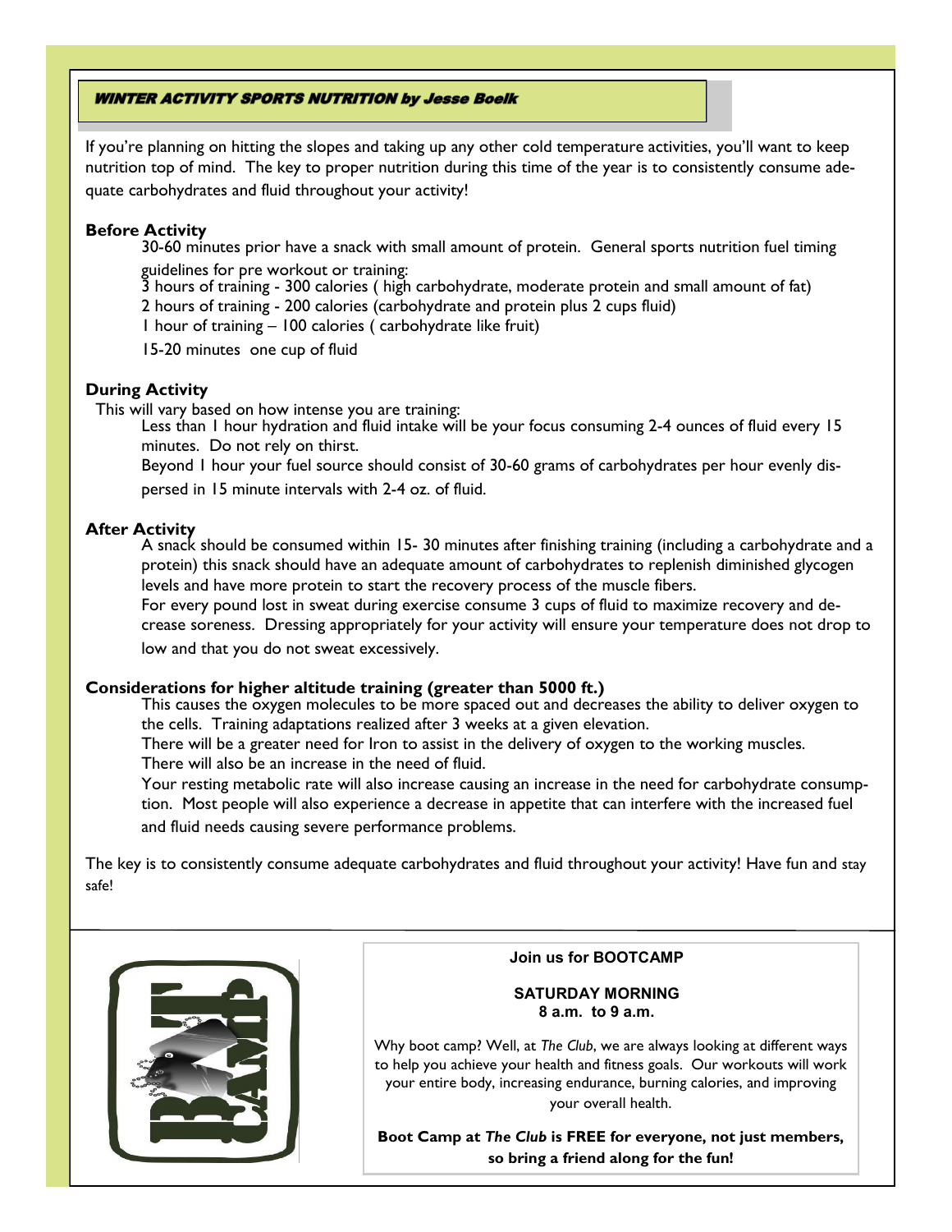## *WINTER ACTIVITY SPORTS NUTRITION by Jesse Boelk*

If you're planning on hitting the slopes and taking up any other cold temperature activities, you'll want to keep nutrition top of mind. The key to proper nutrition during this time of the year is to consistently consume adequate carbohydrates and fluid throughout your activity!

**Before Activity**

30-60 minutes prior have a snack with small amount of protein. General sports nutrition fuel timing guidelines for pre workout or training:

3 hours of training - 300 calories ( high carbohydrate, moderate protein and small amount of fat)

2 hours of training - 200 calories (carbohydrate and protein plus 2 cups fluid)

1 hour of training – 100 calories ( carbohydrate like fruit)

15-20 minutes one cup of fluid

**During Activity**

This will vary based on how intense you are training:

Less than 1 hour hydration and fluid intake will be your focus consuming 2-4 ounces of fluid every 15 minutes. Do not rely on thirst.

Beyond 1 hour your fuel source should consist of 30-60 grams of carbohydrates per hour evenly dispersed in 15 minute intervals with 2-4 oz. of fluid.

**After Activity**

A snack should be consumed within 15- 30 minutes after finishing training (including a carbohydrate and a protein) this snack should have an adequate amount of carbohydrates to replenish diminished glycogen levels and have more protein to start the recovery process of the muscle fibers.

For every pound lost in sweat during exercise consume 3 cups of fluid to maximize recovery and decrease soreness. Dressing appropriately for your activity will ensure your temperature does not drop to low and that you do not sweat excessively.

**Considerations for higher altitude training (greater than 5000 ft.)**

This causes the oxygen molecules to be more spaced out and decreases the ability to deliver oxygen to the cells. Training adaptations realized after 3 weeks at a given elevation.

There will be a greater need for Iron to assist in the delivery of oxygen to the working muscles.

There will also be an increase in the need of fluid.

Your resting metabolic rate will also increase causing an increase in the need for carbohydrate consumption. Most people will also experience a decrease in appetite that can interfere with the increased fuel and fluid needs causing severe performance problems.

The key is to consistently consume adequate carbohydrates and fluid throughout your activity! Have fun and stay safe!

**Join us for BOOTCAMP**

**SATURDAY MORNING**
**8 a.m. to 9 a.m.**

Why boot camp? Well, at *The Club*, we are always looking at different ways to help you achieve your health and fitness goals. Our workouts will work your entire body, increasing endurance, burning calories, and improving your overall health.

**Boot Camp at *The Club* is FREE for everyone, not just members, so bring a friend along for the fun!**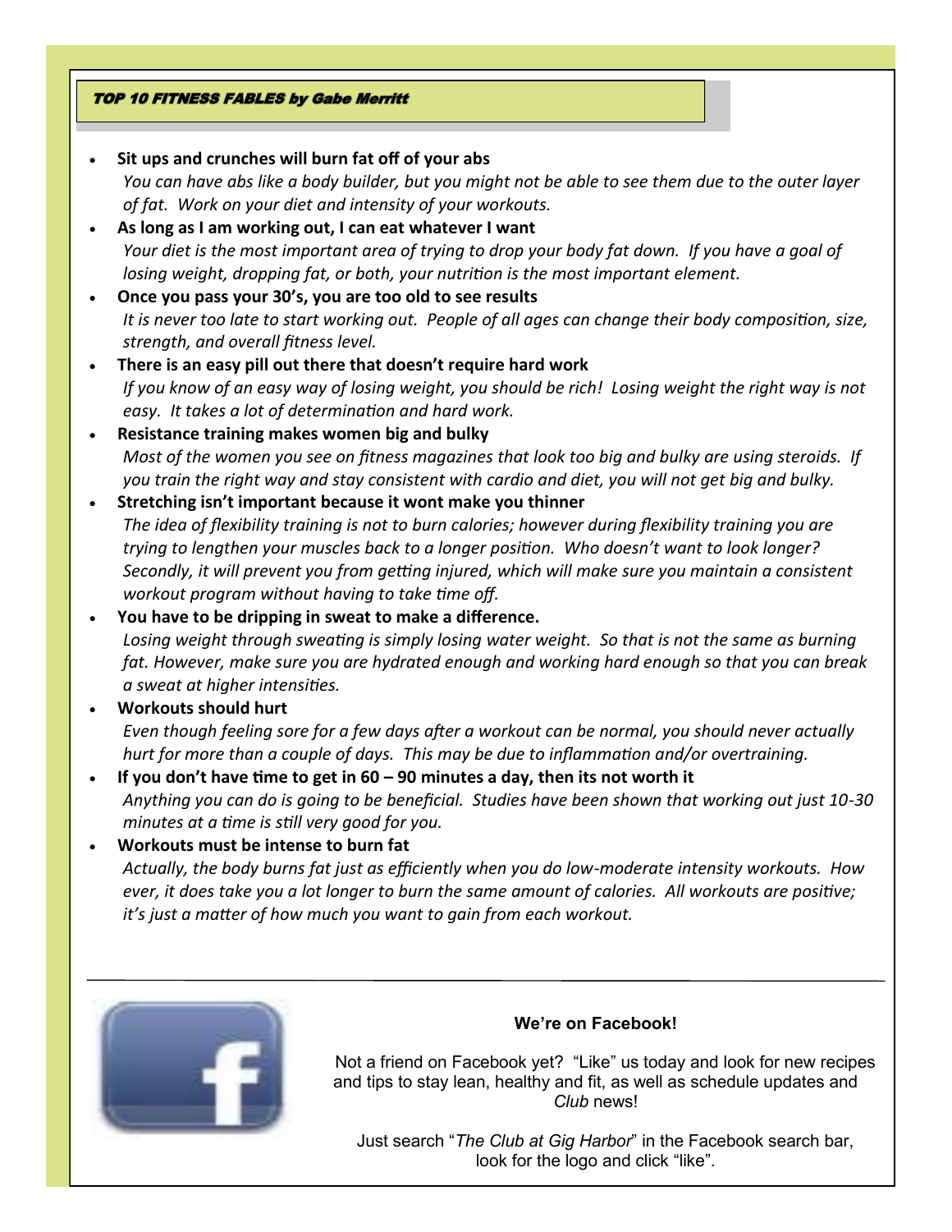## *TOP 10 FITNESS FABLES by Gabe Merritt*

- **Sit ups and crunches will burn fat off of your abs**
  *You can have abs like a body builder, but you might not be able to see them due to the outer layer of fat. Work on your diet and intensity of your workouts.*
- **As long as I am working out, I can eat whatever I want**
  *Your diet is the most important area of trying to drop your body fat down. If you have a goal of losing weight, dropping fat, or both, your nutrition is the most important element.*
- **Once you pass your 30's, you are too old to see results**
  *It is never too late to start working out. People of all ages can change their body composition, size, strength, and overall fitness level.*
- **There is an easy pill out there that doesn't require hard work**
  *If you know of an easy way of losing weight, you should be rich! Losing weight the right way is not easy. It takes a lot of determination and hard work.*
- **Resistance training makes women big and bulky**
  *Most of the women you see on fitness magazines that look too big and bulky are using steroids. If you train the right way and stay consistent with cardio and diet, you will not get big and bulky.*
- **Stretching isn't important because it wont make you thinner**
  *The idea of flexibility training is not to burn calories; however during flexibility training you are trying to lengthen your muscles back to a longer position. Who doesn't want to look longer? Secondly, it will prevent you from getting injured, which will make sure you maintain a consistent workout program without having to take time off.*
- **You have to be dripping in sweat to make a difference.**
  *Losing weight through sweating is simply losing water weight. So that is not the same as burning fat. However, make sure you are hydrated enough and working hard enough so that you can break a sweat at higher intensities.*
- **Workouts should hurt**
  *Even though feeling sore for a few days after a workout can be normal, you should never actually hurt for more than a couple of days. This may be due to inflammation and/or overtraining.*
- **If you don't have time to get in 60 – 90 minutes a day, then its not worth it**
  *Anything you can do is going to be beneficial. Studies have been shown that working out just 10-30 minutes at a time is still very good for you.*
- **Workouts must be intense to burn fat**
  *Actually, the body burns fat just as efficiently when you do low-moderate intensity workouts. How ever, it does take you a lot longer to burn the same amount of calories. All workouts are positive; it's just a matter of how much you want to gain from each workout.*

---

**We're on Facebook!**

Not a friend on Facebook yet? "Like" us today and look for new recipes and tips to stay lean, healthy and fit, as well as schedule updates and *Club* news!

Just search "*The Club at Gig Harbor*" in the Facebook search bar, look for the logo and click "like".